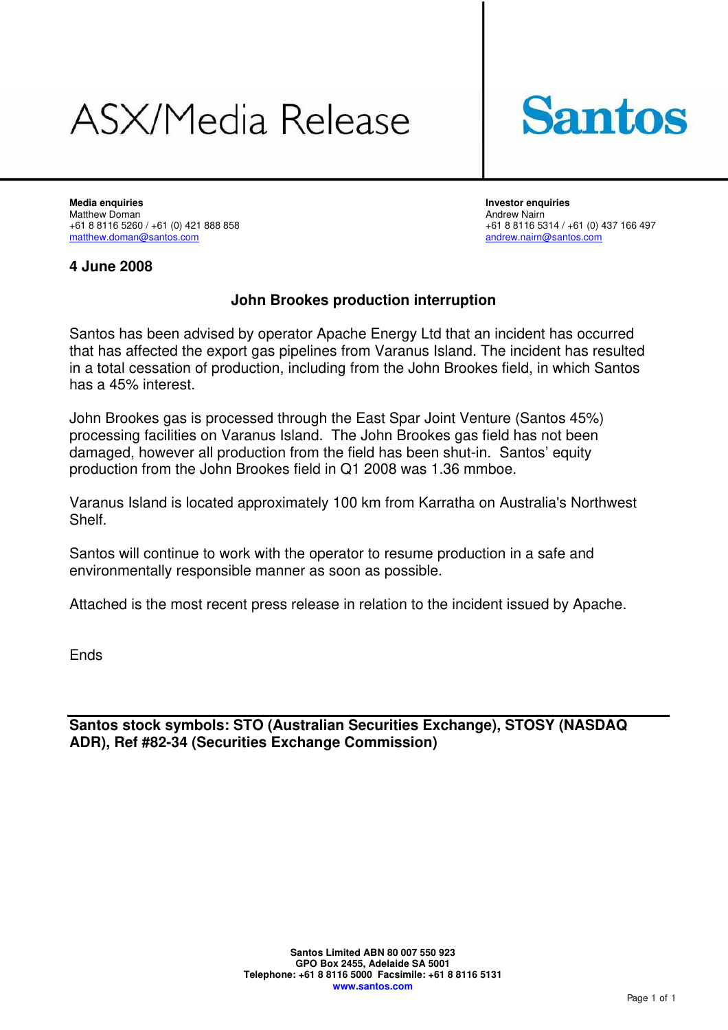# ASX/Media Release

Santos

**Media enquiries**
Matthew Doman
+61 8 8116 5260 / +61 (0) 421 888 858
matthew.doman@santos.com

**Investor enquiries**
Andrew Nairn
+61 8 8116 5314 / +61 (0) 437 166 497
andrew.nairn@santos.com

**4 June 2008**

## John Brookes production interruption

Santos has been advised by operator Apache Energy Ltd that an incident has occurred that has affected the export gas pipelines from Varanus Island. The incident has resulted in a total cessation of production, including from the John Brookes field, in which Santos has a 45% interest.

John Brookes gas is processed through the East Spar Joint Venture (Santos 45%) processing facilities on Varanus Island. The John Brookes gas field has not been damaged, however all production from the field has been shut-in. Santos' equity production from the John Brookes field in Q1 2008 was 1.36 mmboe.

Varanus Island is located approximately 100 km from Karratha on Australia's Northwest Shelf.

Santos will continue to work with the operator to resume production in a safe and environmentally responsible manner as soon as possible.

Attached is the most recent press release in relation to the incident issued by Apache.

Ends

**Santos stock symbols: STO (Australian Securities Exchange), STOSY (NASDAQ ADR), Ref #82-34 (Securities Exchange Commission)**

**Santos Limited ABN 80 007 550 923**
**GPO Box 2455, Adelaide SA 5001**
**Telephone: +61 8 8116 5000 Facsimile: +61 8 8116 5131**
**www.santos.com**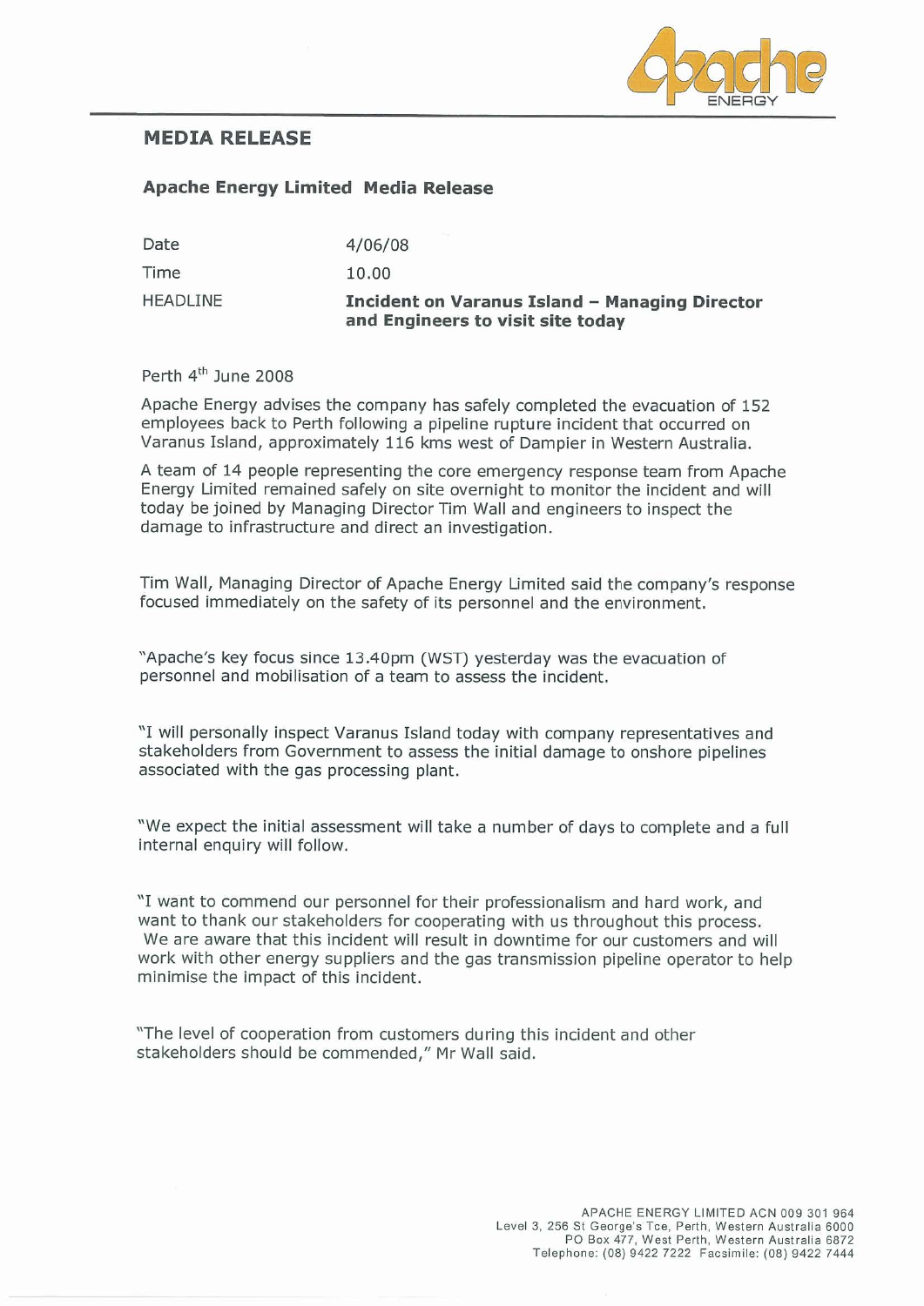# MEDIA RELEASE

**Apache Energy Limited Media Release**

| | |
|---|---|
| Date | 4/06/08 |
| Time | 10.00 |
| HEADLINE | **Incident on Varanus Island – Managing Director and Engineers to visit site today** |

Perth 4th June 2008

Apache Energy advises the company has safely completed the evacuation of 152 employees back to Perth following a pipeline rupture incident that occurred on Varanus Island, approximately 116 kms west of Dampier in Western Australia.

A team of 14 people representing the core emergency response team from Apache Energy Limited remained safely on site overnight to monitor the incident and will today be joined by Managing Director Tim Wall and engineers to inspect the damage to infrastructure and direct an investigation.

Tim Wall, Managing Director of Apache Energy Limited said the company's response focused immediately on the safety of its personnel and the environment.

"Apache's key focus since 13.40pm (WST) yesterday was the evacuation of personnel and mobilisation of a team to assess the incident.

"I will personally inspect Varanus Island today with company representatives and stakeholders from Government to assess the initial damage to onshore pipelines associated with the gas processing plant.

"We expect the initial assessment will take a number of days to complete and a full internal enquiry will follow.

"I want to commend our personnel for their professionalism and hard work, and want to thank our stakeholders for cooperating with us throughout this process. We are aware that this incident will result in downtime for our customers and will work with other energy suppliers and the gas transmission pipeline operator to help minimise the impact of this incident.

"The level of cooperation from customers during this incident and other stakeholders should be commended," Mr Wall said.

APACHE ENERGY LIMITED ACN 009 301 964
Level 3, 256 St George's Tce, Perth, Western Australia 6000
PO Box 477, West Perth, Western Australia 6872
Telephone: (08) 9422 7222 Facsimile: (08) 9422 7444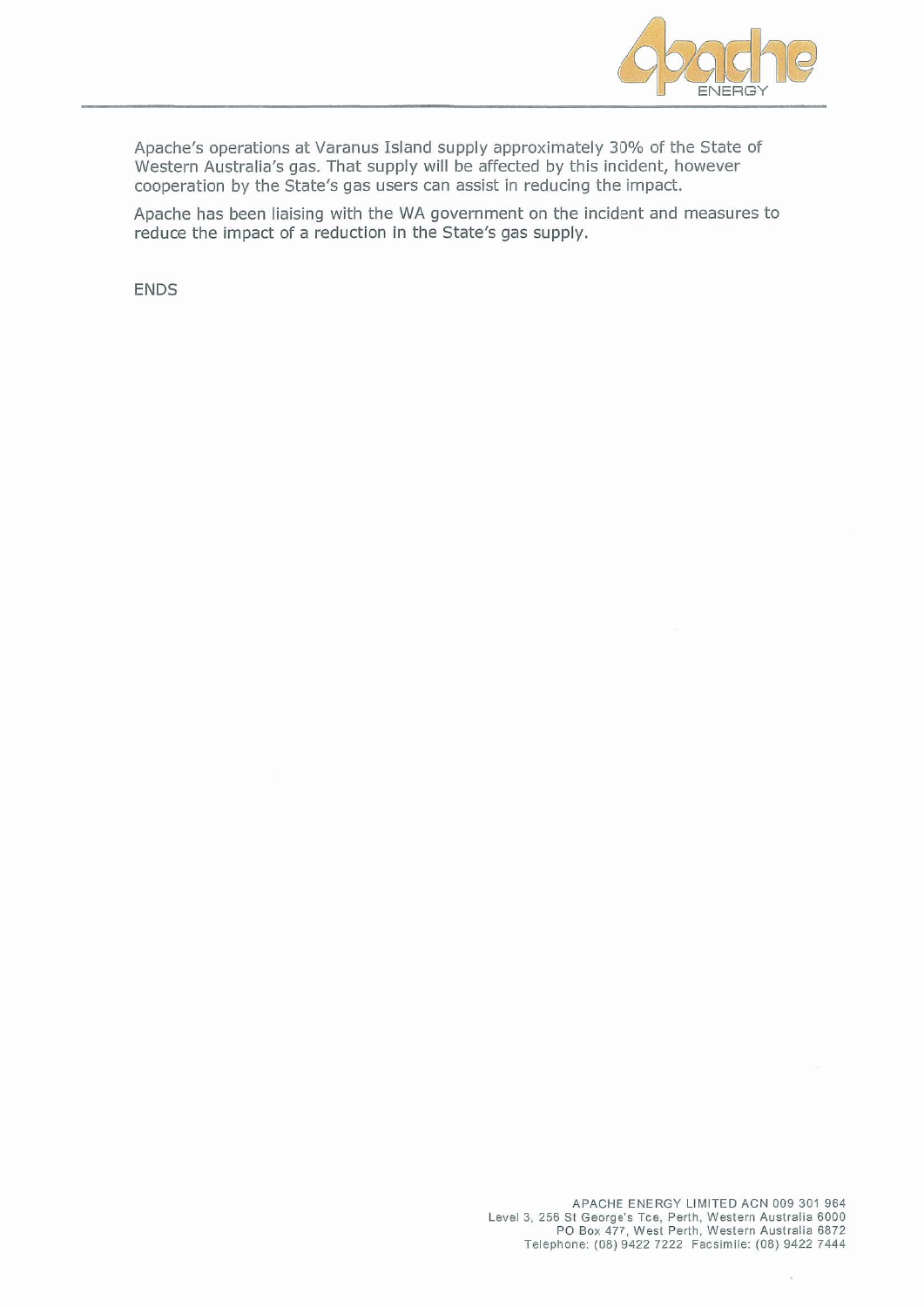Apache's operations at Varanus Island supply approximately 30% of the State of Western Australia's gas. That supply will be affected by this incident, however cooperation by the State's gas users can assist in reducing the impact.

Apache has been liaising with the WA government on the incident and measures to reduce the impact of a reduction in the State's gas supply.

ENDS

APACHE ENERGY LIMITED ACN 009 301 964
Level 3, 256 St George's Tce, Perth, Western Australia 6000
PO Box 477, West Perth, Western Australia 6872
Telephone: (08) 9422 7222 Facsimile: (08) 9422 7444